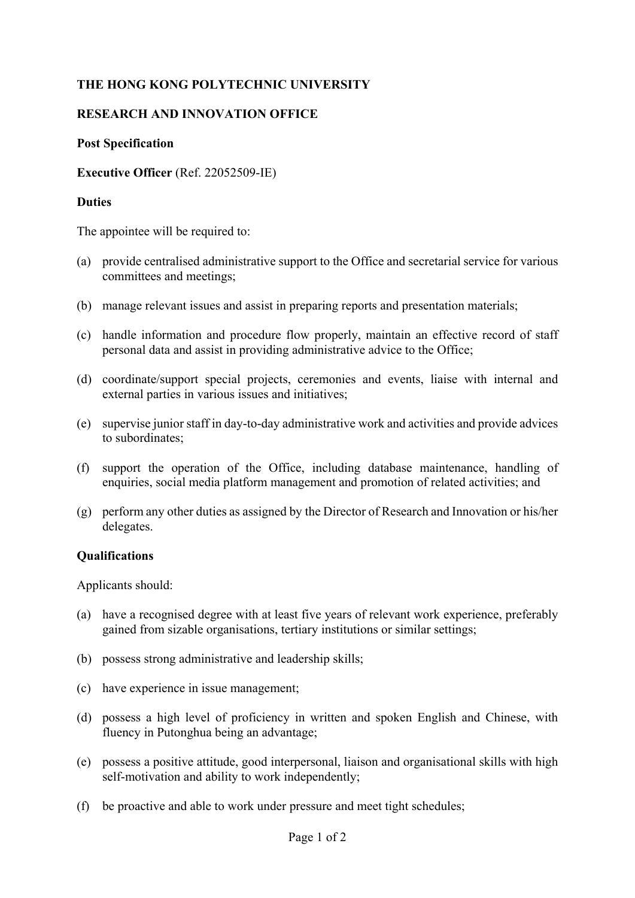**THE HONG KONG POLYTECHNIC UNIVERSITY**

**RESEARCH AND INNOVATION OFFICE**

**Post Specification**

**Executive Officer** (Ref. 22052509-IE)

**Duties**

The appointee will be required to:

(a) provide centralised administrative support to the Office and secretarial service for various committees and meetings;

(b) manage relevant issues and assist in preparing reports and presentation materials;

(c) handle information and procedure flow properly, maintain an effective record of staff personal data and assist in providing administrative advice to the Office;

(d) coordinate/support special projects, ceremonies and events, liaise with internal and external parties in various issues and initiatives;

(e) supervise junior staff in day-to-day administrative work and activities and provide advices to subordinates;

(f) support the operation of the Office, including database maintenance, handling of enquiries, social media platform management and promotion of related activities; and

(g) perform any other duties as assigned by the Director of Research and Innovation or his/her delegates.

**Qualifications**

Applicants should:

(a) have a recognised degree with at least five years of relevant work experience, preferably gained from sizable organisations, tertiary institutions or similar settings;

(b) possess strong administrative and leadership skills;

(c) have experience in issue management;

(d) possess a high level of proficiency in written and spoken English and Chinese, with fluency in Putonghua being an advantage;

(e) possess a positive attitude, good interpersonal, liaison and organisational skills with high self-motivation and ability to work independently;

(f) be proactive and able to work under pressure and meet tight schedules;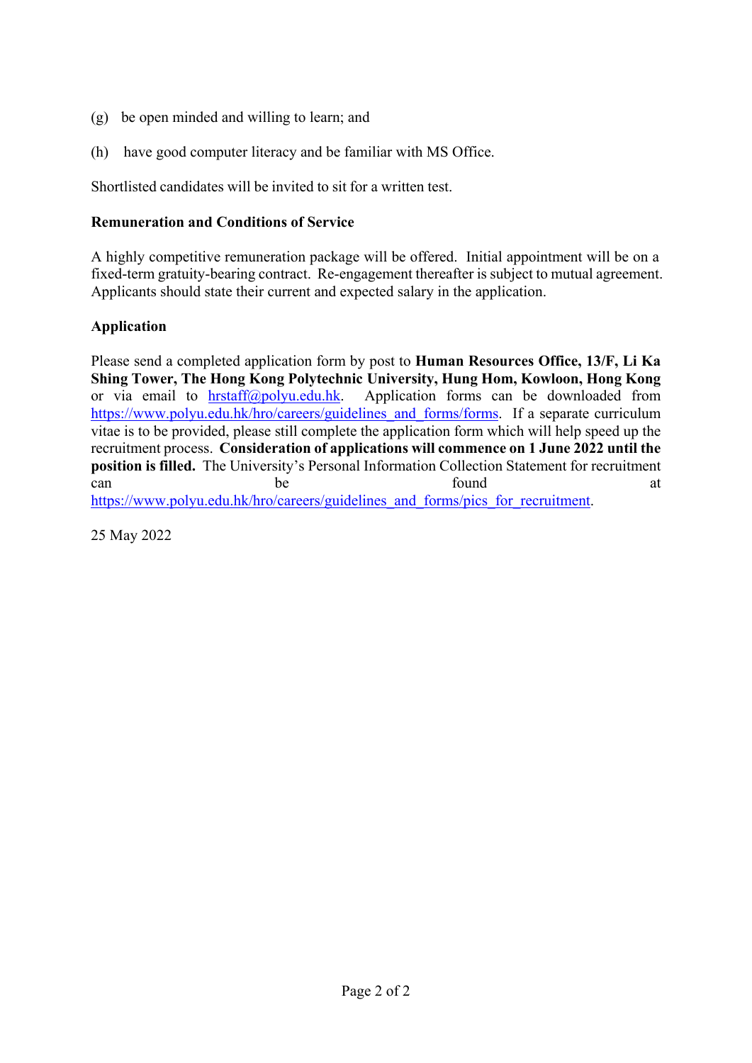(g) be open minded and willing to learn; and

(h) have good computer literacy and be familiar with MS Office.

Shortlisted candidates will be invited to sit for a written test.

**Remuneration and Conditions of Service**

A highly competitive remuneration package will be offered. Initial appointment will be on a fixed-term gratuity-bearing contract. Re-engagement thereafter is subject to mutual agreement. Applicants should state their current and expected salary in the application.

**Application**

Please send a completed application form by post to **Human Resources Office, 13/F, Li Ka Shing Tower, The Hong Kong Polytechnic University, Hung Hom, Kowloon, Hong Kong** or via email to hrstaff@polyu.edu.hk. Application forms can be downloaded from https://www.polyu.edu.hk/hro/careers/guidelines_and_forms/forms. If a separate curriculum vitae is to be provided, please still complete the application form which will help speed up the recruitment process. **Consideration of applications will commence on 1 June 2022 until the position is filled.** The University's Personal Information Collection Statement for recruitment can be found at https://www.polyu.edu.hk/hro/careers/guidelines_and_forms/pics_for_recruitment.

25 May 2022